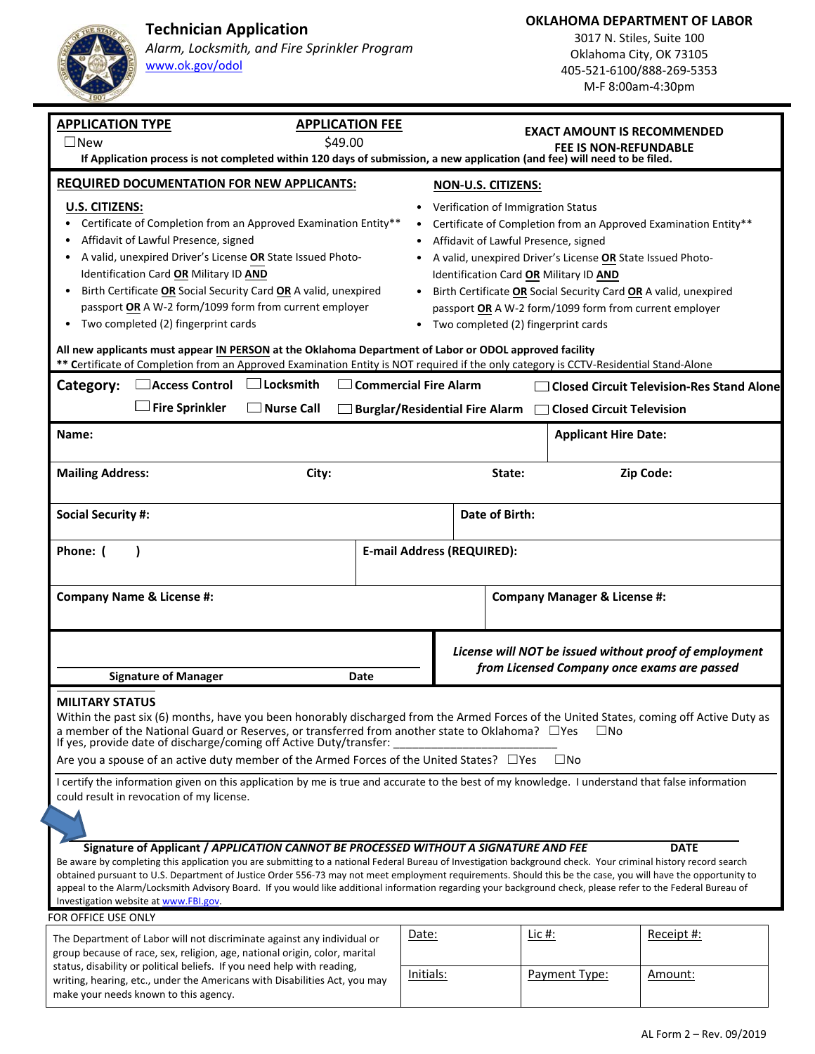# Technician Application

*Alarm, Locksmith, and Fire Sprinkler Program*

www.ok.gov/odol

**OKLAHOMA DEPARTMENT OF LABOR**
3017 N. Stiles, Suite 100
Oklahoma City, OK 73105
405-521-6100/888-269-5353
M-F 8:00am-4:30pm

**APPLICATION TYPE**
☐New

**APPLICATION FEE**
$49.00

**EXACT AMOUNT IS RECOMMENDED**
**FEE IS NON-REFUNDABLE**

**If Application process is not completed within 120 days of submission, a new application (and fee) will need to be filed.**

**REQUIRED DOCUMENTATION FOR NEW APPLICANTS:**

**U.S. CITIZENS:**
- Certificate of Completion from an Approved Examination Entity**
- Affidavit of Lawful Presence, signed
- A valid, unexpired Driver's License **OR** State Issued Photo-Identification Card **OR** Military ID **AND**
- Birth Certificate **OR** Social Security Card **OR** A valid, unexpired passport **OR** A W-2 form/1099 form from current employer
- Two completed (2) fingerprint cards

**NON-U.S. CITIZENS:**
- Verification of Immigration Status
- Certificate of Completion from an Approved Examination Entity**
- Affidavit of Lawful Presence, signed
- A valid, unexpired Driver's License **OR** State Issued Photo-Identification Card **OR** Military ID **AND**
- Birth Certificate **OR** Social Security Card **OR** A valid, unexpired passport **OR** A W-2 form/1099 form from current employer
- Two completed (2) fingerprint cards

**All new applicants must appear IN PERSON at the Oklahoma Department of Labor or ODOL approved facility**
**** Certificate of Completion from an Approved Examination Entity is NOT required if the only category is CCTV-Residential Stand-Alone**

**Category:** ☐ Access Control ☐ Locksmith ☐ Commercial Fire Alarm ☐ Closed Circuit Television-Res Stand Alone
☐ Fire Sprinkler ☐ Nurse Call ☐ Burglar/Residential Fire Alarm ☐ Closed Circuit Television

| **Name:** | | | **Applicant Hire Date:** |
|---|---|---|---|
| **Mailing Address:** | **City:** | **State:** | **Zip Code:** |
| **Social Security #:** | | **Date of Birth:** | |
| **Phone: (  )** | | **E-mail Address (REQUIRED):** | |
| **Company Name & License #:** | | **Company Manager & License #:** | |

**Signature of Manager** **Date**

***License will NOT be issued without proof of employment from Licensed Company once exams are passed***

**MILITARY STATUS**

Within the past six (6) months, have you been honorably discharged from the Armed Forces of the United States, coming off Active Duty as a member of the National Guard or Reserves, or transferred from another state to Oklahoma? ☐Yes ☐No
If yes, provide date of discharge/coming off Active Duty/transfer: ______________________

Are you a spouse of an active duty member of the Armed Forces of the United States? ☐Yes ☐No

I certify the information given on this application by me is true and accurate to the best of my knowledge. I understand that false information could result in revocation of my license.

**Signature of Applicant / *APPLICATION CANNOT BE PROCESSED WITHOUT A SIGNATURE AND FEE*** **DATE**

Be aware by completing this application you are submitting to a national Federal Bureau of Investigation background check. Your criminal history record search obtained pursuant to U.S. Department of Justice Order 556-73 may not meet employment requirements. Should this be the case, you will have the opportunity to appeal to the Alarm/Locksmith Advisory Board. If you would like additional information regarding your background check, please refer to the Federal Bureau of Investigation website at www.FBI.gov.

FOR OFFICE USE ONLY

| The Department of Labor will not discriminate against any individual or group because of race, sex, religion, age, national origin, color, marital status, disability or political beliefs. If you need help with reading, writing, hearing, etc., under the Americans with Disabilities Act, you may make your needs known to this agency. | Date: | Lic #: | Receipt #: |
|---|---|---|---|
| | Initials: | Payment Type: | Amount: |

AL Form 2 – Rev. 09/2019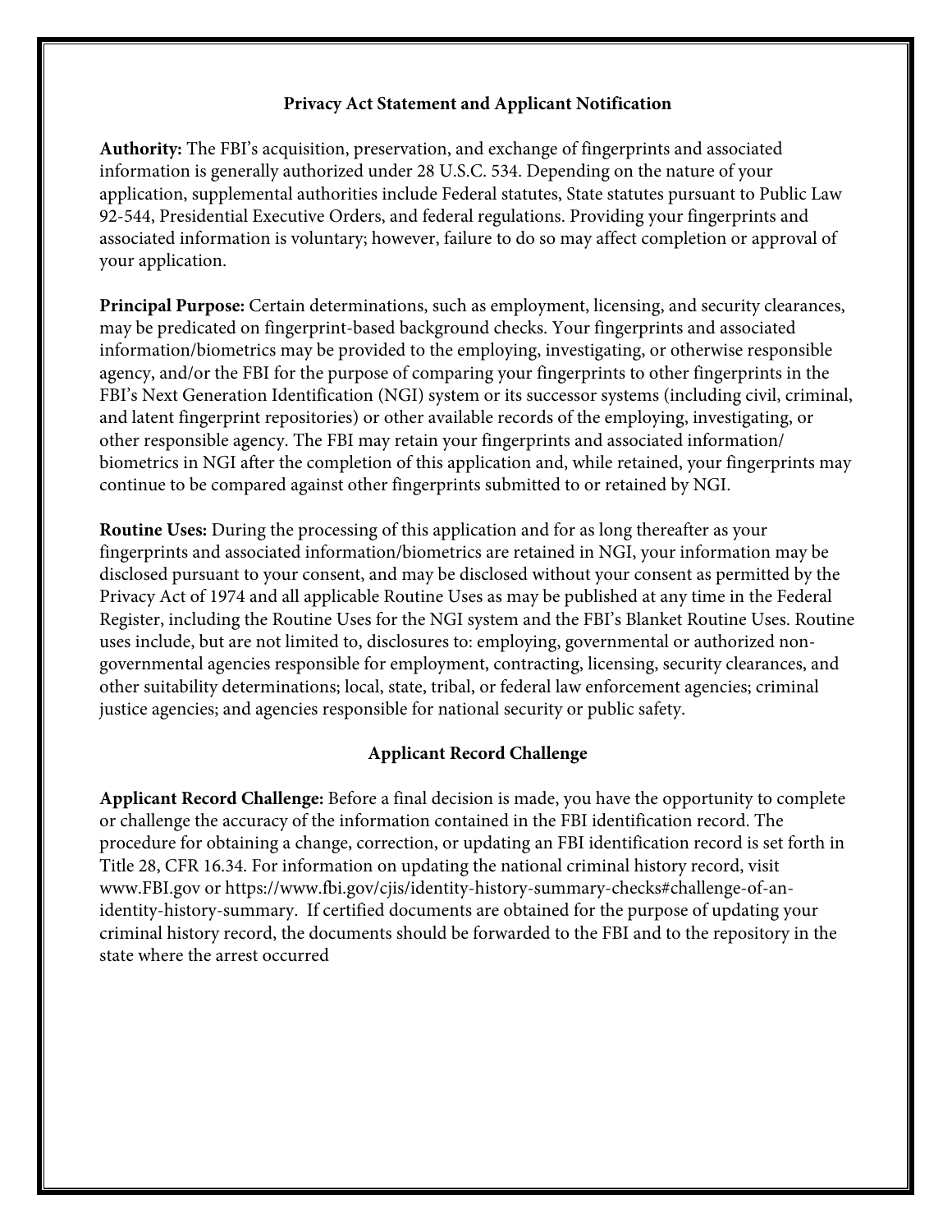## Privacy Act Statement and Applicant Notification

**Authority:** The FBI's acquisition, preservation, and exchange of fingerprints and associated information is generally authorized under 28 U.S.C. 534. Depending on the nature of your application, supplemental authorities include Federal statutes, State statutes pursuant to Public Law 92-544, Presidential Executive Orders, and federal regulations. Providing your fingerprints and associated information is voluntary; however, failure to do so may affect completion or approval of your application.

**Principal Purpose:** Certain determinations, such as employment, licensing, and security clearances, may be predicated on fingerprint-based background checks. Your fingerprints and associated information/biometrics may be provided to the employing, investigating, or otherwise responsible agency, and/or the FBI for the purpose of comparing your fingerprints to other fingerprints in the FBI's Next Generation Identification (NGI) system or its successor systems (including civil, criminal, and latent fingerprint repositories) or other available records of the employing, investigating, or other responsible agency. The FBI may retain your fingerprints and associated information/ biometrics in NGI after the completion of this application and, while retained, your fingerprints may continue to be compared against other fingerprints submitted to or retained by NGI.

**Routine Uses:** During the processing of this application and for as long thereafter as your fingerprints and associated information/biometrics are retained in NGI, your information may be disclosed pursuant to your consent, and may be disclosed without your consent as permitted by the Privacy Act of 1974 and all applicable Routine Uses as may be published at any time in the Federal Register, including the Routine Uses for the NGI system and the FBI's Blanket Routine Uses. Routine uses include, but are not limited to, disclosures to: employing, governmental or authorized non-governmental agencies responsible for employment, contracting, licensing, security clearances, and other suitability determinations; local, state, tribal, or federal law enforcement agencies; criminal justice agencies; and agencies responsible for national security or public safety.

## Applicant Record Challenge

**Applicant Record Challenge:** Before a final decision is made, you have the opportunity to complete or challenge the accuracy of the information contained in the FBI identification record. The procedure for obtaining a change, correction, or updating an FBI identification record is set forth in Title 28, CFR 16.34. For information on updating the national criminal history record, visit www.FBI.gov or https://www.fbi.gov/cjis/identity-history-summary-checks#challenge-of-an-identity-history-summary. If certified documents are obtained for the purpose of updating your criminal history record, the documents should be forwarded to the FBI and to the repository in the state where the arrest occurred